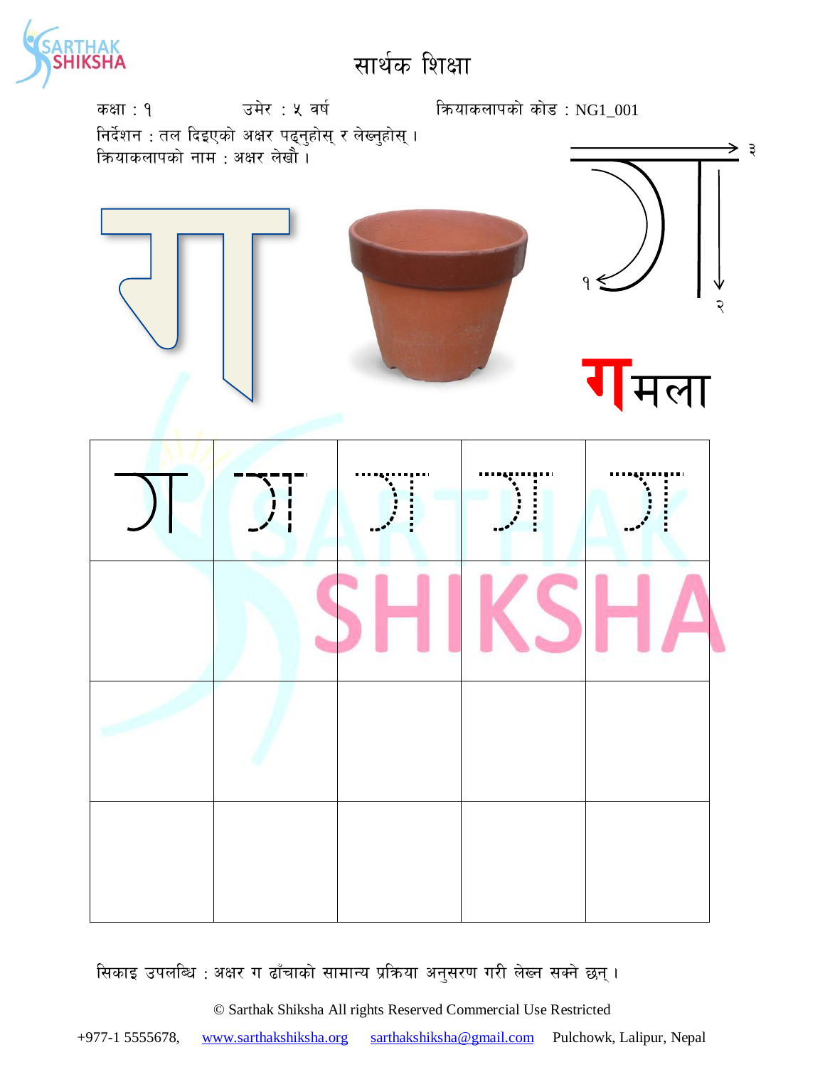# सार्थक शिक्षा

कक्षा : १ उमेर : ५ वर्ष क्रियाकलापको कोड : NG1_001

निर्देशन : तल दिइएको अक्षर पढ्नुहोस् र लेख्नुहोस् ।

क्रियाकलापको नाम : अक्षर लेखौं ।

ग

**ग**मला

| ग | ग | ग | ग | ग |
|---|---|---|---|---|
| | | | | |
| | | | | |
| | | | | |

सिकाइ उपलब्धि : अक्षर ग ढाँचाको सामान्य प्रक्रिया अनुसरण गरी लेख्न सक्ने छन् ।

© Sarthak Shiksha All rights Reserved Commercial Use Restricted

+977-1 5555678, www.sarthakshiksha.org sarthakshiksha@gmail.com Pulchowk, Lalipur, Nepal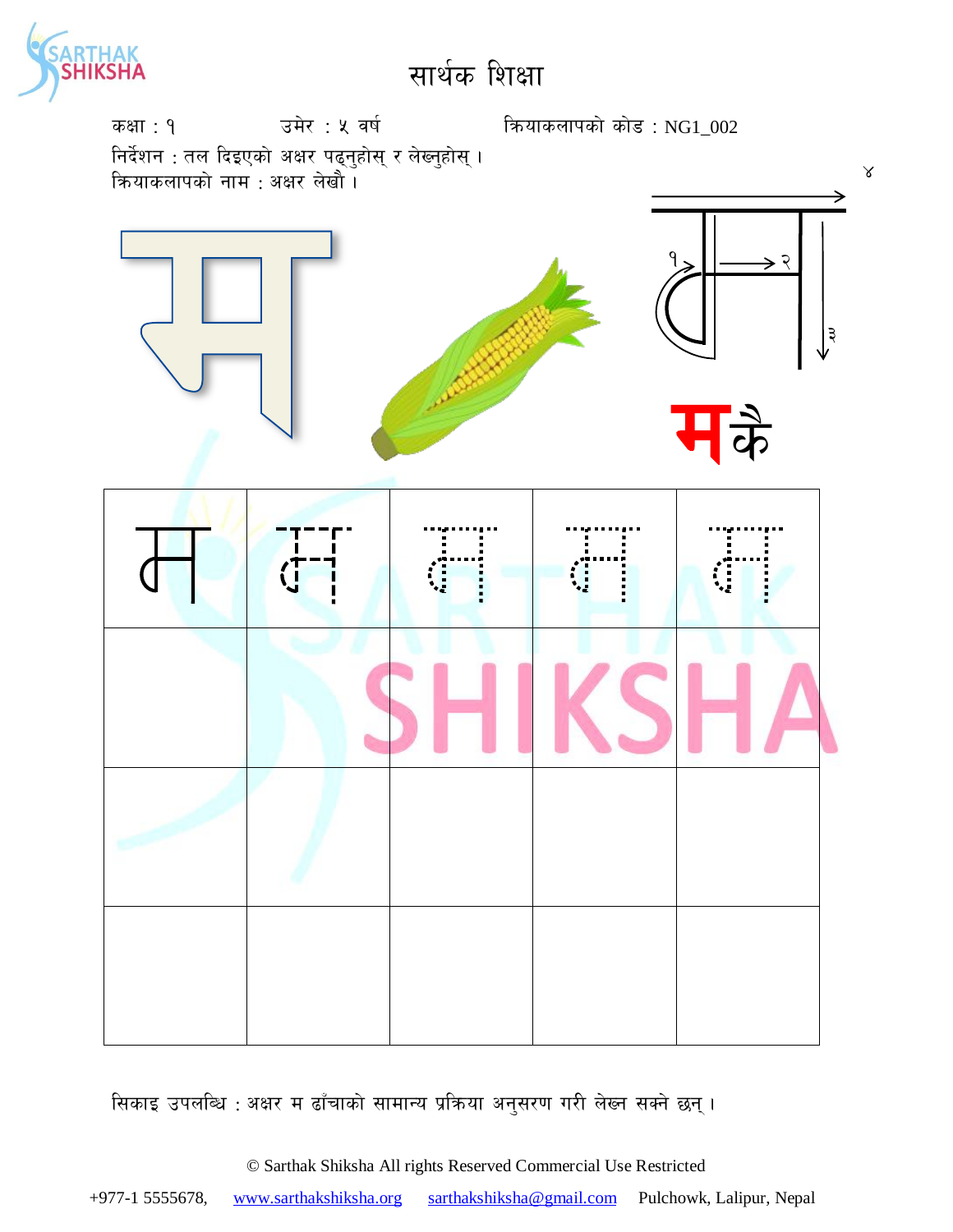# सार्थक शिक्षा

कक्षा : १ उमेर : ५ वर्ष क्रियाकलापको कोड : NG1_002

निर्देशन : तल दिइएको अक्षर पढ्नुहोस् र लेख्नुहोस् ।

क्रियाकलापको नाम : अक्षर लेखौं ।

म

मकै

| म | म | म | म | म |
|---|---|---|---|---|
| | | | | |
| | | | | |
| | | | | |

सिकाइ उपलब्धि : अक्षर म ढाँचाको सामान्य प्रक्रिया अनुसरण गरी लेख्न सक्ने छन् ।

© Sarthak Shiksha All rights Reserved Commercial Use Restricted

+977-1 5555678, www.sarthakshiksha.org sarthakshiksha@gmail.com Pulchowk, Lalipur, Nepal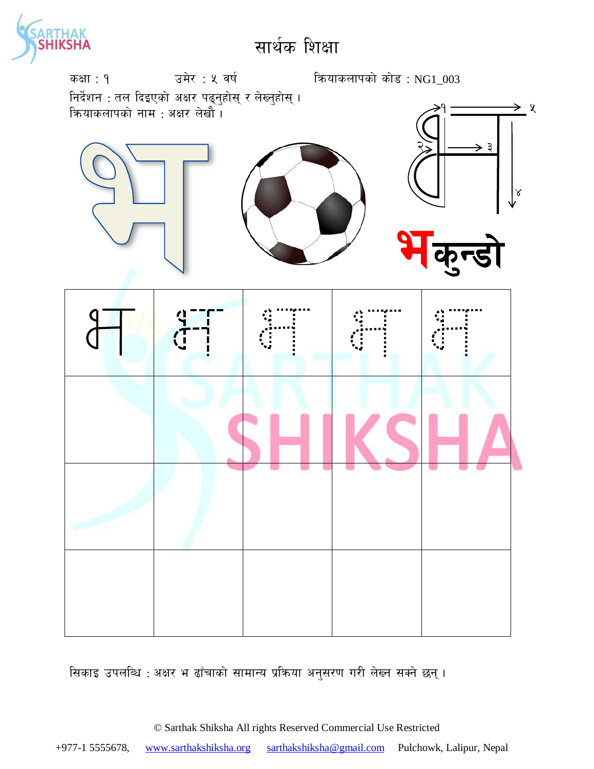# सार्थक शिक्षा

कक्षा : १ उमेर : ५ वर्ष क्रियाकलापको कोड : NG1_003

निर्देशन : तल दिइएको अक्षर पढ्नुहोस् र लेख्नुहोस् ।

क्रियाकलापको नाम : अक्षर लेखौं ।

भ

**भकुन्डो**

| भ | भ | भ | भ | भ |
|---|---|---|---|---|
| | | | | |
| | | | | |
| | | | | |

सिकाइ उपलब्धि : अक्षर भ ढाँचाको सामान्य प्रक्रिया अनुसरण गरी लेख्न सक्ने छन् ।

© Sarthak Shiksha All rights Reserved Commercial Use Restricted

+977-1 5555678, www.sarthakshiksha.org sarthakshiksha@gmail.com Pulchowk, Lalipur, Nepal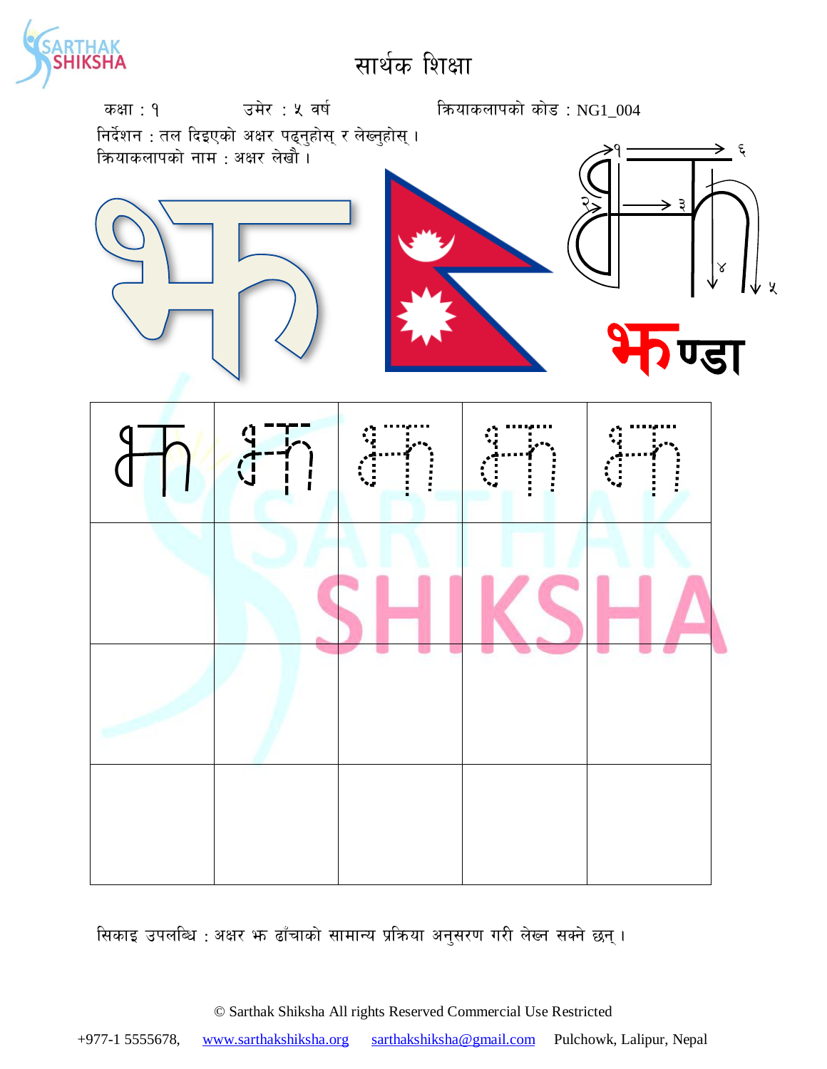# सार्थक शिक्षा

कक्षा : १ उमेर : ५ वर्ष क्रियाकलापको कोड : NG1_004

निर्देशन : तल दिइएको अक्षर पढ्नुहोस् र लेख्नुहोस् ।

क्रियाकलापको नाम : अक्षर लेखौं ।

झ

झण्डा

| | | | | |
|---|---|---|---|---|
| झ | झ | झ | झ | झ |
| | | | | |
| | | | | |
| | | | | |

सिकाइ उपलब्धि : अक्षर झ ढाँचाको सामान्य प्रक्रिया अनुसरण गरी लेख्न सक्ने छन् ।

© Sarthak Shiksha All rights Reserved Commercial Use Restricted

+977-1 5555678, www.sarthakshiksha.org sarthakshiksha@gmail.com Pulchowk, Lalipur, Nepal